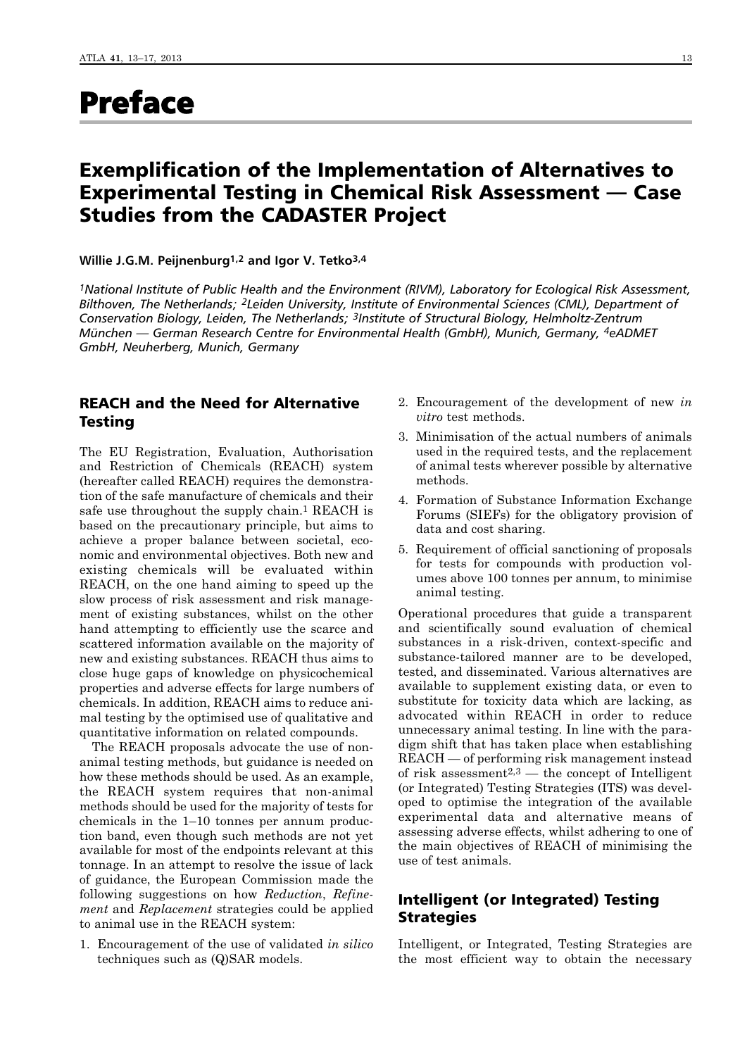# Preface

## Exemplification of the Implementation of Alternatives to Experimental Testing in Chemical Risk Assessment — Case Studies from the CADASTER Project

**Willie J.G.M. Peijnenburg[1,2] and Igor V. Tetko[3,4]**

*[1]National Institute of Public Health and the Environment (RIVM), Laboratory for Ecological Risk Assessment, Bilthoven, The Netherlands; [2]Leiden University, Institute of Environmental Sciences (CML), Department of Conservation Biology, Leiden, The Netherlands; [3]Institute of Structural Biology, Helmholtz-Zentrum München — German Research Centre for Environmental Health (GmbH), Munich, Germany, [4]eADMET GmbH, Neuherberg, Munich, Germany*

### REACH and the Need for Alternative Testing

The EU Registration, Evaluation, Authorisation and Restriction of Chemicals (REACH) system (hereafter called REACH) requires the demonstration of the safe manufacture of chemicals and their safe use throughout the supply chain.[1] REACH is based on the precautionary principle, but aims to achieve a proper balance between societal, economic and environmental objectives. Both new and existing chemicals will be evaluated within REACH, on the one hand aiming to speed up the slow process of risk assessment and risk management of existing substances, whilst on the other hand attempting to efficiently use the scarce and scattered information available on the majority of new and existing substances. REACH thus aims to close huge gaps of knowledge on physicochemical properties and adverse effects for large numbers of chemicals. In addition, REACH aims to reduce animal testing by the optimised use of qualitative and quantitative information on related compounds.

The REACH proposals advocate the use of non-animal testing methods, but guidance is needed on how these methods should be used. As an example, the REACH system requires that non-animal methods should be used for the majority of tests for chemicals in the 1–10 tonnes per annum production band, even though such methods are not yet available for most of the endpoints relevant at this tonnage. In an attempt to resolve the issue of lack of guidance, the European Commission made the following suggestions on how *Reduction*, *Refinement* and *Replacement* strategies could be applied to animal use in the REACH system:

1. Encouragement of the use of validated *in silico* techniques such as (Q)SAR models.
2. Encouragement of the development of new *in vitro* test methods.
3. Minimisation of the actual numbers of animals used in the required tests, and the replacement of animal tests wherever possible by alternative methods.
4. Formation of Substance Information Exchange Forums (SIEFs) for the obligatory provision of data and cost sharing.
5. Requirement of official sanctioning of proposals for tests for compounds with production volumes above 100 tonnes per annum, to minimise animal testing.

Operational procedures that guide a transparent and scientifically sound evaluation of chemical substances in a risk-driven, context-specific and substance-tailored manner are to be developed, tested, and disseminated. Various alternatives are available to supplement existing data, or even to substitute for toxicity data which are lacking, as advocated within REACH in order to reduce unnecessary animal testing. In line with the paradigm shift that has taken place when establishing REACH — of performing risk management instead of risk assessment[2,3] — the concept of Intelligent (or Integrated) Testing Strategies (ITS) was developed to optimise the integration of the available experimental data and alternative means of assessing adverse effects, whilst adhering to one of the main objectives of REACH of minimising the use of test animals.

### Intelligent (or Integrated) Testing Strategies

Intelligent, or Integrated, Testing Strategies are the most efficient way to obtain the necessary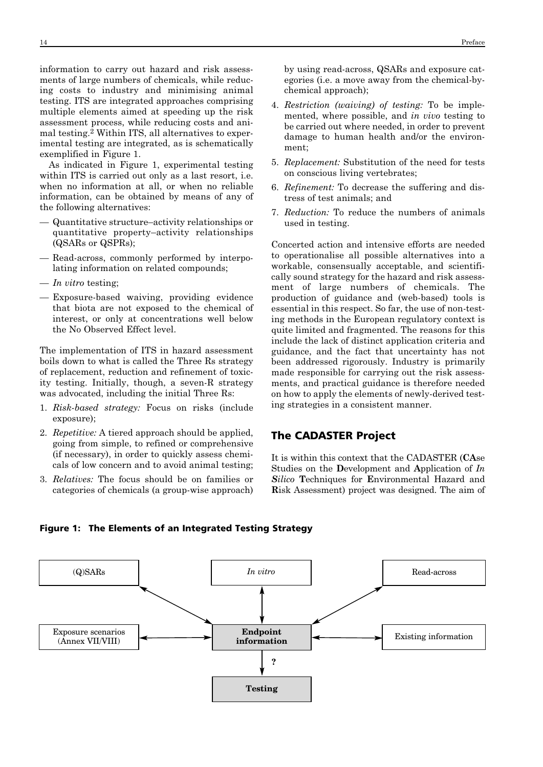information to carry out hazard and risk assessments of large numbers of chemicals, while reducing costs to industry and minimising animal testing. ITS are integrated approaches comprising multiple elements aimed at speeding up the risk assessment process, while reducing costs and animal testing.[2] Within ITS, all alternatives to experimental testing are integrated, as is schematically exemplified in Figure 1.

As indicated in Figure 1, experimental testing within ITS is carried out only as a last resort, i.e. when no information at all, or when no reliable information, can be obtained by means of any of the following alternatives:

— Quantitative structure–activity relationships or quantitative property–activity relationships (QSARs or QSPRs);

— Read-across, commonly performed by interpolating information on related compounds;

— *In vitro* testing;

— Exposure-based waiving, providing evidence that biota are not exposed to the chemical of interest, or only at concentrations well below the No Observed Effect level.

The implementation of ITS in hazard assessment boils down to what is called the Three Rs strategy of replacement, reduction and refinement of toxicity testing. Initially, though, a seven-R strategy was advocated, including the initial Three Rs:

1. *Risk-based strategy:* Focus on risks (include exposure);
2. *Repetitive:* A tiered approach should be applied, going from simple, to refined or comprehensive (if necessary), in order to quickly assess chemicals of low concern and to avoid animal testing;
3. *Relatives:* The focus should be on families or categories of chemicals (a group-wise approach) by using read-across, QSARs and exposure categories (i.e. a move away from the chemical-by-chemical approach);
4. *Restriction (waiving) of testing:* To be implemented, where possible, and *in vivo* testing to be carried out where needed, in order to prevent damage to human health and/or the environment;
5. *Replacement:* Substitution of the need for tests on conscious living vertebrates;
6. *Refinement:* To decrease the suffering and distress of test animals; and
7. *Reduction:* To reduce the numbers of animals used in testing.

Concerted action and intensive efforts are needed to operationalise all possible alternatives into a workable, consensually acceptable, and scientifically sound strategy for the hazard and risk assessment of large numbers of chemicals. The production of guidance and (web-based) tools is essential in this respect. So far, the use of non-testing methods in the European regulatory context is quite limited and fragmented. The reasons for this include the lack of distinct application criteria and guidance, and the fact that uncertainty has not been addressed rigorously. Industry is primarily made responsible for carrying out the risk assessments, and practical guidance is therefore needed on how to apply the elements of newly-derived testing strategies in a consistent manner.

## The CADASTER Project

It is within this context that the CADASTER (**CA**se Studies on the **D**evelopment and **A**pplication of *In* ***S****ilico* **T**echniques for **E**nvironmental Hazard and **R**isk Assessment) project was designed. The aim of

**Figure 1: The Elements of an Integrated Testing Strategy**

(Q)SARs | *In vitro* | Read-across | Exposure scenarios (Annex VII/VIII) | **Endpoint information** | Existing information | ? | **Testing**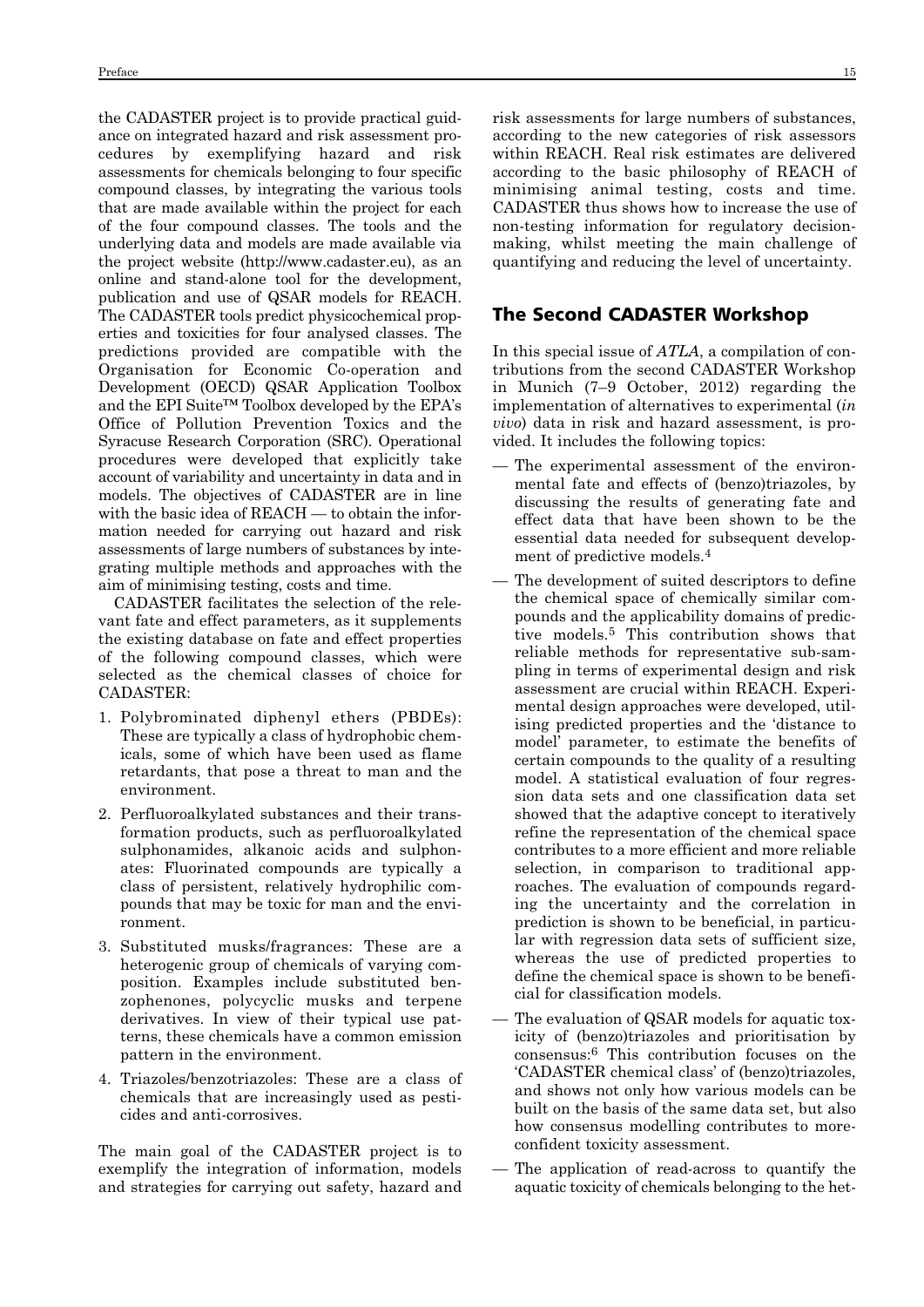the CADASTER project is to provide practical guidance on integrated hazard and risk assessment procedures by exemplifying hazard and risk assessments for chemicals belonging to four specific compound classes, by integrating the various tools that are made available within the project for each of the four compound classes. The tools and the underlying data and models are made available via the project website (http://www.cadaster.eu), as an online and stand-alone tool for the development, publication and use of QSAR models for REACH. The CADASTER tools predict physicochemical properties and toxicities for four analysed classes. The predictions provided are compatible with the Organisation for Economic Co-operation and Development (OECD) QSAR Application Toolbox and the EPI Suite™ Toolbox developed by the EPA's Office of Pollution Prevention Toxics and the Syracuse Research Corporation (SRC). Operational procedures were developed that explicitly take account of variability and uncertainty in data and in models. The objectives of CADASTER are in line with the basic idea of REACH — to obtain the information needed for carrying out hazard and risk assessments of large numbers of substances by integrating multiple methods and approaches with the aim of minimising testing, costs and time.

CADASTER facilitates the selection of the relevant fate and effect parameters, as it supplements the existing database on fate and effect properties of the following compound classes, which were selected as the chemical classes of choice for CADASTER:

1. Polybrominated diphenyl ethers (PBDEs): These are typically a class of hydrophobic chemicals, some of which have been used as flame retardants, that pose a threat to man and the environment.
2. Perfluoroalkylated substances and their transformation products, such as perfluoroalkylated sulphonamides, alkanoic acids and sulphonates: Fluorinated compounds are typically a class of persistent, relatively hydrophilic compounds that may be toxic for man and the environment.
3. Substituted musks/fragrances: These are a heterogenic group of chemicals of varying composition. Examples include substituted benzophenones, polycyclic musks and terpene derivatives. In view of their typical use patterns, these chemicals have a common emission pattern in the environment.
4. Triazoles/benzotriazoles: These are a class of chemicals that are increasingly used as pesticides and anti-corrosives.

The main goal of the CADASTER project is to exemplify the integration of information, models and strategies for carrying out safety, hazard and risk assessments for large numbers of substances, according to the new categories of risk assessors within REACH. Real risk estimates are delivered according to the basic philosophy of REACH of minimising animal testing, costs and time. CADASTER thus shows how to increase the use of non-testing information for regulatory decision-making, whilst meeting the main challenge of quantifying and reducing the level of uncertainty.

## The Second CADASTER Workshop

In this special issue of *ATLA*, a compilation of contributions from the second CADASTER Workshop in Munich (7–9 October, 2012) regarding the implementation of alternatives to experimental (*in vivo*) data in risk and hazard assessment, is provided. It includes the following topics:

- The experimental assessment of the environmental fate and effects of (benzo)triazoles, by discussing the results of generating fate and effect data that have been shown to be the essential data needed for subsequent development of predictive models.[4]
- The development of suited descriptors to define the chemical space of chemically similar compounds and the applicability domains of predictive models.[5] This contribution shows that reliable methods for representative sub-sampling in terms of experimental design and risk assessment are crucial within REACH. Experimental design approaches were developed, utilising predicted properties and the 'distance to model' parameter, to estimate the benefits of certain compounds to the quality of a resulting model. A statistical evaluation of four regression data sets and one classification data set showed that the adaptive concept to iteratively refine the representation of the chemical space contributes to a more efficient and more reliable selection, in comparison to traditional approaches. The evaluation of compounds regarding the uncertainty and the correlation in prediction is shown to be beneficial, in particular with regression data sets of sufficient size, whereas the use of predicted properties to define the chemical space is shown to be beneficial for classification models.
- The evaluation of QSAR models for aquatic toxicity of (benzo)triazoles and prioritisation by consensus:[6] This contribution focuses on the 'CADASTER chemical class' of (benzo)triazoles, and shows not only how various models can be built on the basis of the same data set, but also how consensus modelling contributes to more-confident toxicity assessment.
- The application of read-across to quantify the aquatic toxicity of chemicals belonging to the het-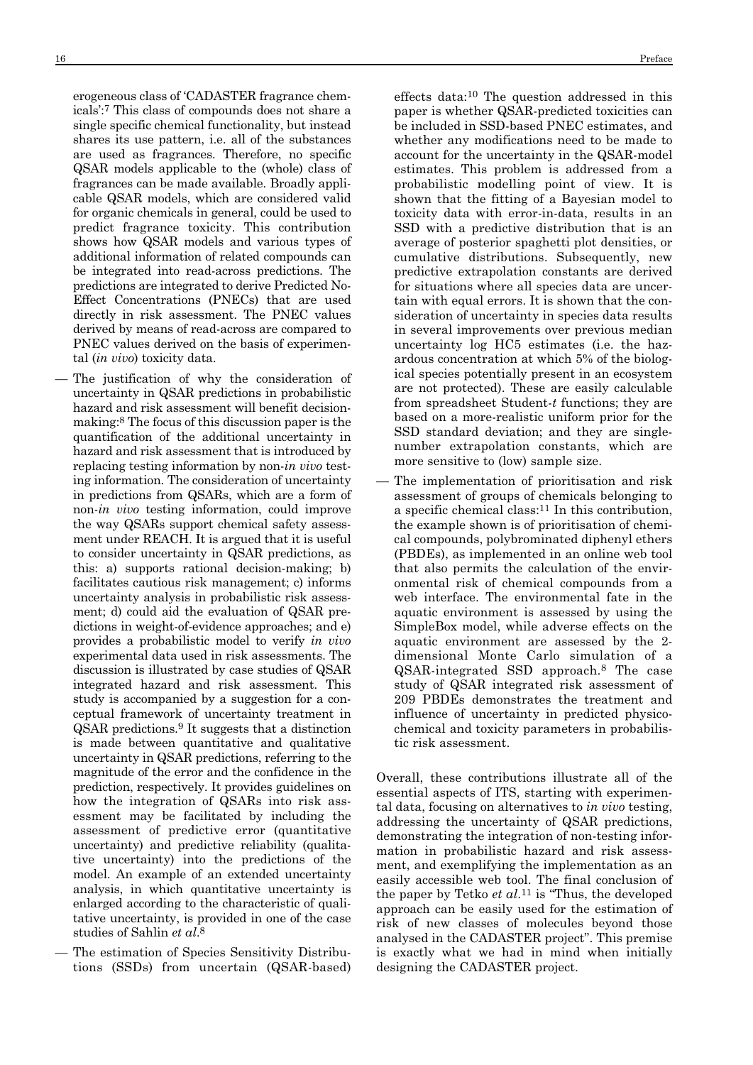erogeneous class of 'CADASTER fragrance chemicals':[7] This class of compounds does not share a single specific chemical functionality, but instead shares its use pattern, i.e. all of the substances are used as fragrances. Therefore, no specific QSAR models applicable to the (whole) class of fragrances can be made available. Broadly applicable QSAR models, which are considered valid for organic chemicals in general, could be used to predict fragrance toxicity. This contribution shows how QSAR models and various types of additional information of related compounds can be integrated into read-across predictions. The predictions are integrated to derive Predicted No-Effect Concentrations (PNECs) that are used directly in risk assessment. The PNEC values derived by means of read-across are compared to PNEC values derived on the basis of experimental (*in vivo*) toxicity data.

— The justification of why the consideration of uncertainty in QSAR predictions in probabilistic hazard and risk assessment will benefit decision-making:[8] The focus of this discussion paper is the quantification of the additional uncertainty in hazard and risk assessment that is introduced by replacing testing information by non-*in vivo* testing information. The consideration of uncertainty in predictions from QSARs, which are a form of non-*in vivo* testing information, could improve the way QSARs support chemical safety assessment under REACH. It is argued that it is useful to consider uncertainty in QSAR predictions, as this: a) supports rational decision-making; b) facilitates cautious risk management; c) informs uncertainty analysis in probabilistic risk assessment; d) could aid the evaluation of QSAR predictions in weight-of-evidence approaches; and e) provides a probabilistic model to verify *in vivo* experimental data used in risk assessments. The discussion is illustrated by case studies of QSAR integrated hazard and risk assessment. This study is accompanied by a suggestion for a conceptual framework of uncertainty treatment in QSAR predictions.[9] It suggests that a distinction is made between quantitative and qualitative uncertainty in QSAR predictions, referring to the magnitude of the error and the confidence in the prediction, respectively. It provides guidelines on how the integration of QSARs into risk assessment may be facilitated by including the assessment of predictive error (quantitative uncertainty) and predictive reliability (qualitative uncertainty) into the predictions of the model. An example of an extended uncertainty analysis, in which quantitative uncertainty is enlarged according to the characteristic of qualitative uncertainty, is provided in one of the case studies of Sahlin *et al*.[8]

— The estimation of Species Sensitivity Distributions (SSDs) from uncertain (QSAR-based) effects data:[10] The question addressed in this paper is whether QSAR-predicted toxicities can be included in SSD-based PNEC estimates, and whether any modifications need to be made to account for the uncertainty in the QSAR-model estimates. This problem is addressed from a probabilistic modelling point of view. It is shown that the fitting of a Bayesian model to toxicity data with error-in-data, results in an SSD with a predictive distribution that is an average of posterior spaghetti plot densities, or cumulative distributions. Subsequently, new predictive extrapolation constants are derived for situations where all species data are uncertain with equal errors. It is shown that the consideration of uncertainty in species data results in several improvements over previous median uncertainty log HC5 estimates (i.e. the hazardous concentration at which 5% of the biological species potentially present in an ecosystem are not protected). These are easily calculable from spreadsheet Student-*t* functions; they are based on a more-realistic uniform prior for the SSD standard deviation; and they are single-number extrapolation constants, which are more sensitive to (low) sample size.

— The implementation of prioritisation and risk assessment of groups of chemicals belonging to a specific chemical class:[11] In this contribution, the example shown is of prioritisation of chemical compounds, polybrominated diphenyl ethers (PBDEs), as implemented in an online web tool that also permits the calculation of the environmental risk of chemical compounds from a web interface. The environmental fate in the aquatic environment is assessed by using the SimpleBox model, while adverse effects on the aquatic environment are assessed by the 2-dimensional Monte Carlo simulation of a QSAR-integrated SSD approach.[8] The case study of QSAR integrated risk assessment of 209 PBDEs demonstrates the treatment and influence of uncertainty in predicted physicochemical and toxicity parameters in probabilistic risk assessment.

Overall, these contributions illustrate all of the essential aspects of ITS, starting with experimental data, focusing on alternatives to *in vivo* testing, addressing the uncertainty of QSAR predictions, demonstrating the integration of non-testing information in probabilistic hazard and risk assessment, and exemplifying the implementation as an easily accessible web tool. The final conclusion of the paper by Tetko *et al*.[11] is "Thus, the developed approach can be easily used for the estimation of risk of new classes of molecules beyond those analysed in the CADASTER project". This premise is exactly what we had in mind when initially designing the CADASTER project.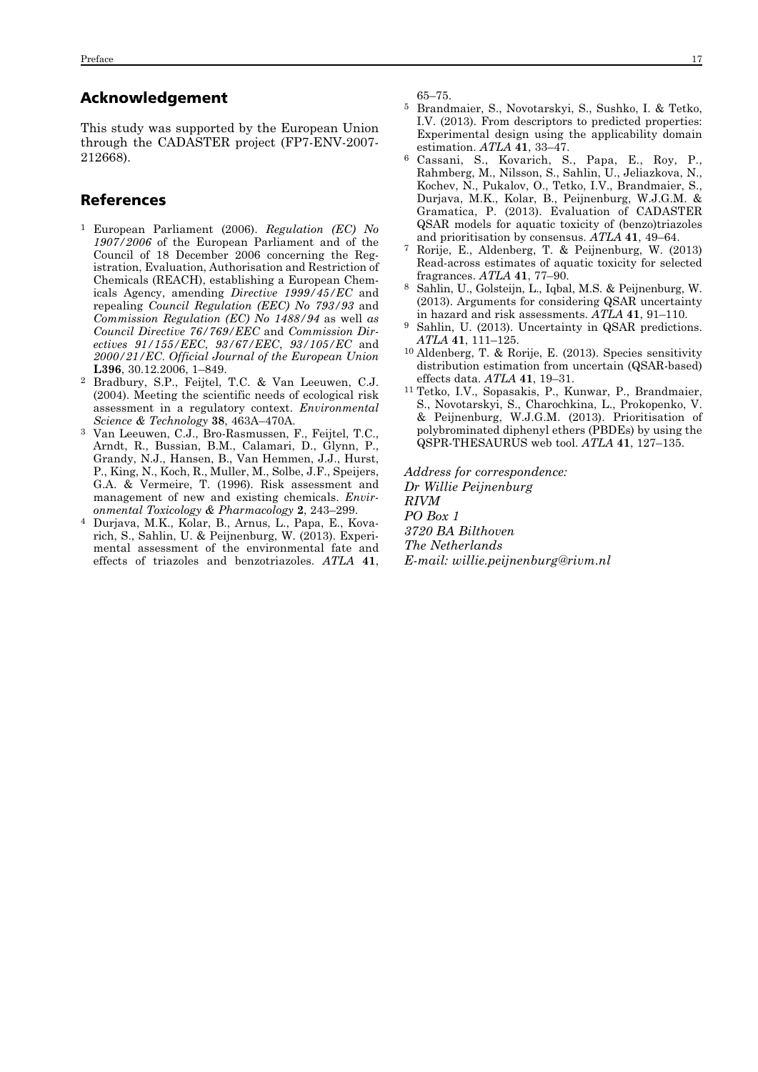## Acknowledgement

This study was supported by the European Union through the CADASTER project (FP7-ENV-2007-212668).

## References

1. European Parliament (2006). *Regulation (EC) No 1907/2006* of the European Parliament and of the Council of 18 December 2006 concerning the Registration, Evaluation, Authorisation and Restriction of Chemicals (REACH), establishing a European Chemicals Agency, amending *Directive 1999/45/EC* and repealing *Council Regulation (EEC) No 793/93* and *Commission Regulation (EC) No 1488/94* as well *as Council Directive 76/769/EEC* and *Commission Directives 91/155/EEC, 93/67/EEC, 93/105/EC* and *2000/21/EC*. *Official Journal of the European Union* **L396**, 30.12.2006, 1–849.
2. Bradbury, S.P., Feijtel, T.C. & Van Leeuwen, C.J. (2004). Meeting the scientific needs of ecological risk assessment in a regulatory context. *Environmental Science & Technology* **38**, 463A–470A.
3. Van Leeuwen, C.J., Bro-Rasmussen, F., Feijtel, T.C., Arndt, R., Bussian, B.M., Calamari, D., Glynn, P., Grandy, N.J., Hansen, B., Van Hemmen, J.J., Hurst, P., King, N., Koch, R., Muller, M., Solbe, J.F., Speijers, G.A. & Vermeire, T. (1996). Risk assessment and management of new and existing chemicals. *Environmental Toxicology & Pharmacology* **2**, 243–299.
4. Durjava, M.K., Kolar, B., Arnus, L., Papa, E., Kovarich, S., Sahlin, U. & Peijnenburg, W. (2013). Experimental assessment of the environmental fate and effects of triazoles and benzotriazoles. *ATLA* **41**, 65–75.
5. Brandmaier, S., Novotarskyi, S., Sushko, I. & Tetko, I.V. (2013). From descriptors to predicted properties: Experimental design using the applicability domain estimation. *ATLA* **41**, 33–47.
6. Cassani, S., Kovarich, S., Papa, E., Roy, P., Rahmberg, M., Nilsson, S., Sahlin, U., Jeliazkova, N., Kochev, N., Pukalov, O., Tetko, I.V., Brandmaier, S., Durjava, M.K., Kolar, B., Peijnenburg, W.J.G.M. & Gramatica, P. (2013). Evaluation of CADASTER QSAR models for aquatic toxicity of (benzo)triazoles and prioritisation by consensus. *ATLA* **41**, 49–64.
7. Rorije, E., Aldenberg, T. & Peijnenburg, W. (2013) Read-across estimates of aquatic toxicity for selected fragrances. *ATLA* **41**, 77–90.
8. Sahlin, U., Golsteijn, L., Iqbal, M.S. & Peijnenburg, W. (2013). Arguments for considering QSAR uncertainty in hazard and risk assessments. *ATLA* **41**, 91–110.
9. Sahlin, U. (2013). Uncertainty in QSAR predictions. *ATLA* **41**, 111–125.
10. Aldenberg, T. & Rorije, E. (2013). Species sensitivity distribution estimation from uncertain (QSAR-based) effects data. *ATLA* **41**, 19–31.
11. Tetko, I.V., Sopasakis, P., Kunwar, P., Brandmaier, S., Novotarskyi, S., Charochkina, L., Prokopenko, V. & Peijnenburg, W.J.G.M. (2013). Prioritisation of polybrominated diphenyl ethers (PBDEs) by using the QSPR-THESAURUS web tool. *ATLA* **41**, 127–135.

*Address for correspondence:*
*Dr Willie Peijnenburg*
*RIVM*
*PO Box 1*
*3720 BA Bilthoven*
*The Netherlands*
*E-mail: willie.peijnenburg@rivm.nl*